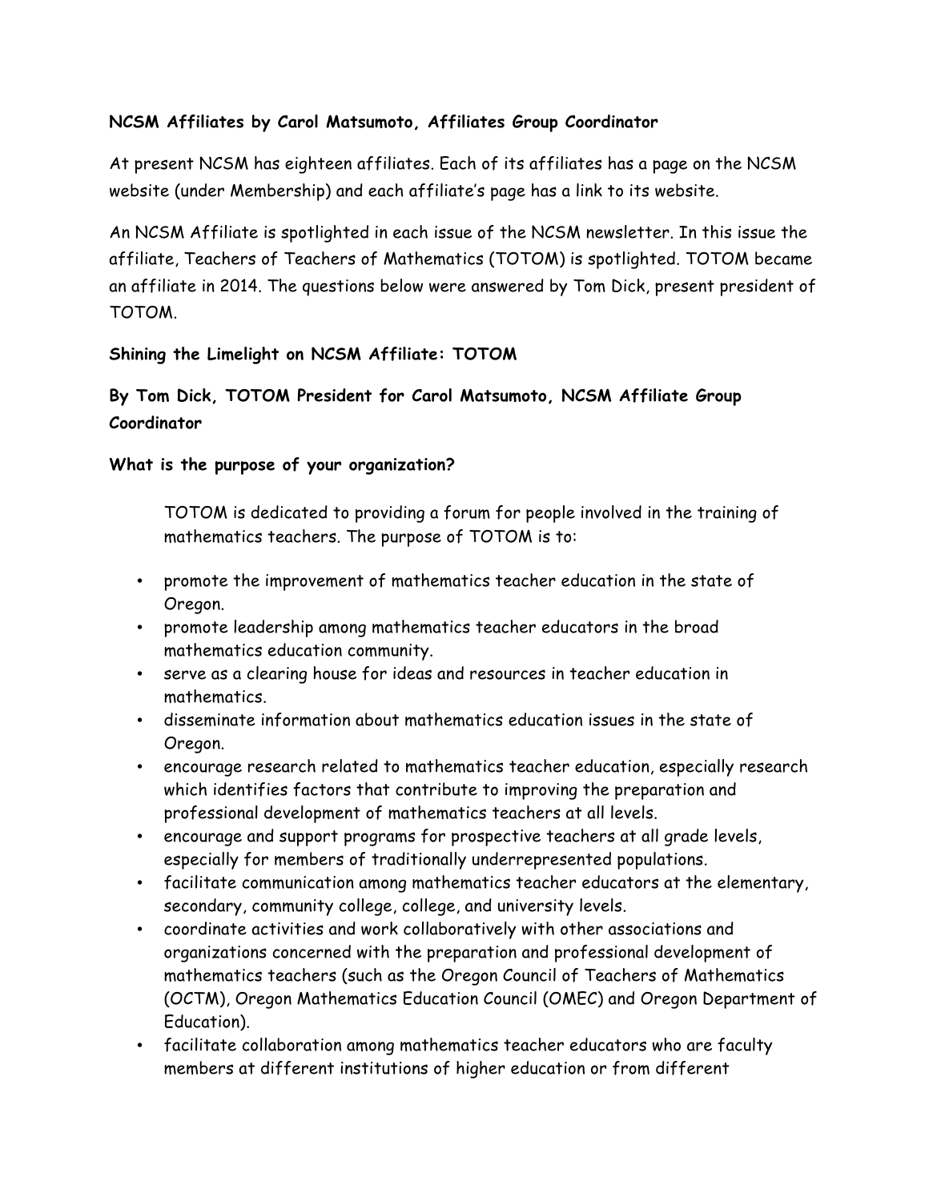**NCSM Affiliates by Carol Matsumoto, Affiliates Group Coordinator**

At present NCSM has eighteen affiliates. Each of its affiliates has a page on the NCSM website (under Membership) and each affiliate's page has a link to its website.

An NCSM Affiliate is spotlighted in each issue of the NCSM newsletter. In this issue the affiliate, Teachers of Teachers of Mathematics (TOTOM) is spotlighted. TOTOM became an affiliate in 2014. The questions below were answered by Tom Dick, present president of TOTOM.

**Shining the Limelight on NCSM Affiliate: TOTOM**

**By Tom Dick, TOTOM President for Carol Matsumoto, NCSM Affiliate Group Coordinator**

**What is the purpose of your organization?**

TOTOM is dedicated to providing a forum for people involved in the training of mathematics teachers. The purpose of TOTOM is to:

- promote the improvement of mathematics teacher education in the state of Oregon.
- promote leadership among mathematics teacher educators in the broad mathematics education community.
- serve as a clearing house for ideas and resources in teacher education in mathematics.
- disseminate information about mathematics education issues in the state of Oregon.
- encourage research related to mathematics teacher education, especially research which identifies factors that contribute to improving the preparation and professional development of mathematics teachers at all levels.
- encourage and support programs for prospective teachers at all grade levels, especially for members of traditionally underrepresented populations.
- facilitate communication among mathematics teacher educators at the elementary, secondary, community college, college, and university levels.
- coordinate activities and work collaboratively with other associations and organizations concerned with the preparation and professional development of mathematics teachers (such as the Oregon Council of Teachers of Mathematics (OCTM), Oregon Mathematics Education Council (OMEC) and Oregon Department of Education).
- facilitate collaboration among mathematics teacher educators who are faculty members at different institutions of higher education or from different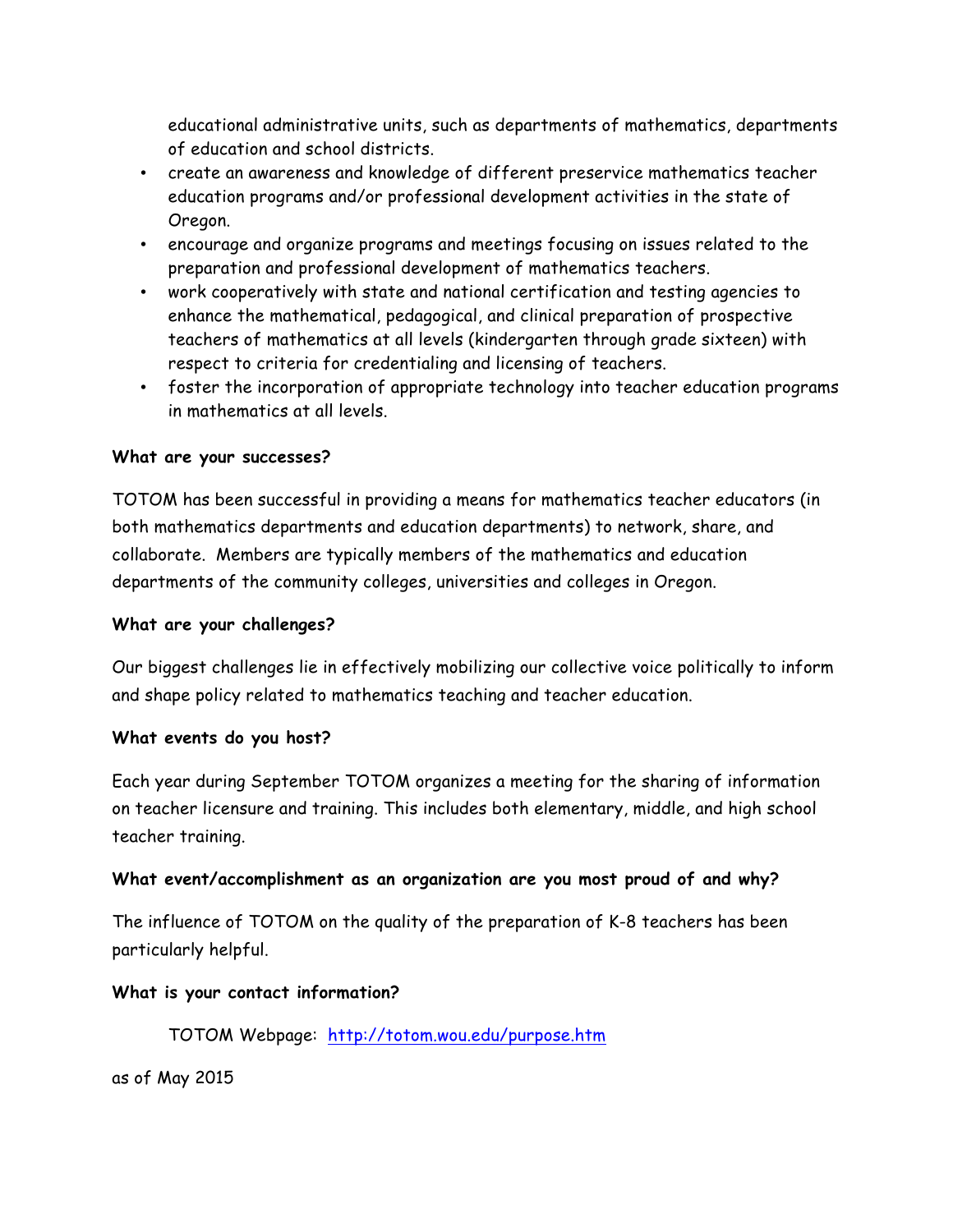educational administrative units, such as departments of mathematics, departments of education and school districts.

- create an awareness and knowledge of different preservice mathematics teacher education programs and/or professional development activities in the state of Oregon.
- encourage and organize programs and meetings focusing on issues related to the preparation and professional development of mathematics teachers.
- work cooperatively with state and national certification and testing agencies to enhance the mathematical, pedagogical, and clinical preparation of prospective teachers of mathematics at all levels (kindergarten through grade sixteen) with respect to criteria for credentialing and licensing of teachers.
- foster the incorporation of appropriate technology into teacher education programs in mathematics at all levels.

**What are your successes?**

TOTOM has been successful in providing a means for mathematics teacher educators (in both mathematics departments and education departments) to network, share, and collaborate. Members are typically members of the mathematics and education departments of the community colleges, universities and colleges in Oregon.

**What are your challenges?**

Our biggest challenges lie in effectively mobilizing our collective voice politically to inform and shape policy related to mathematics teaching and teacher education.

**What events do you host?**

Each year during September TOTOM organizes a meeting for the sharing of information on teacher licensure and training. This includes both elementary, middle, and high school teacher training.

**What event/accomplishment as an organization are you most proud of and why?**

The influence of TOTOM on the quality of the preparation of K-8 teachers has been particularly helpful.

**What is your contact information?**

TOTOM Webpage: [http://totom.wou.edu/purpose.htm](http://totom.wou.edu/purpose.htm)

as of May 2015